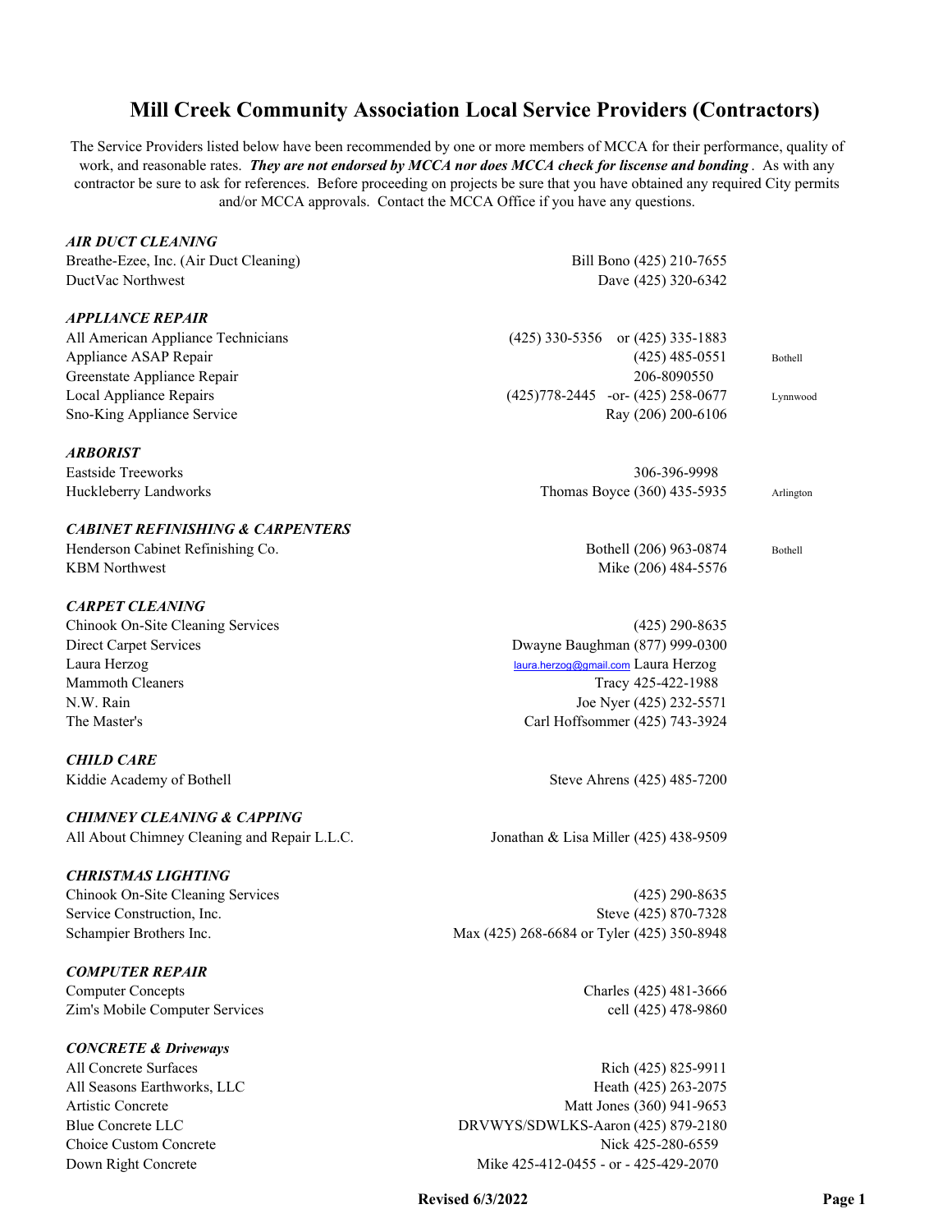# Mill Creek Community Association Local Service Providers (Contractors)

The Service Providers listed below have been recommended by one or more members of MCCA for their performance, quality of work, and reasonable rates. ***They are not endorsed by MCCA nor does MCCA check for liscense and bonding***. As with any contractor be sure to ask for references. Before proceeding on projects be sure that you have obtained any required City permits and/or MCCA approvals. Contact the MCCA Office if you have any questions.

### *AIR DUCT CLEANING*

| | | |
|---|---|---|
| Breathe-Ezee, Inc. (Air Duct Cleaning) | Bill Bono (425) 210-7655 | |
| DuctVac Northwest | Dave (425) 320-6342 | |

### *APPLIANCE REPAIR*

| | | |
|---|---|---|
| All American Appliance Technicians | (425) 330-5356 or (425) 335-1883 | |
| Appliance ASAP Repair | (425) 485-0551 | Bothell |
| Greenstate Appliance Repair | 206-8090550 | |
| Local Appliance Repairs | (425)778-2445 -or- (425) 258-0677 | Lynnwood |
| Sno-King Appliance Service | Ray (206) 200-6106 | |

### *ARBORIST*

| | | |
|---|---|---|
| Eastside Treeworks | 306-396-9998 | |
| Huckleberry Landworks | Thomas Boyce (360) 435-5935 | Arlington |

### *CABINET REFINISHING & CARPENTERS*

| | | |
|---|---|---|
| Henderson Cabinet Refinishing Co. | Bothell (206) 963-0874 | Bothell |
| KBM Northwest | Mike (206) 484-5576 | |

### *CARPET CLEANING*

| | | |
|---|---|---|
| Chinook On-Site Cleaning Services | (425) 290-8635 | |
| Direct Carpet Services | Dwayne Baughman (877) 999-0300 | |
| Laura Herzog | laura.herzog@gmail.com Laura Herzog | |
| Mammoth Cleaners | Tracy 425-422-1988 | |
| N.W. Rain | Joe Nyer (425) 232-5571 | |
| The Master's | Carl Hoffsommer (425) 743-3924 | |

### *CHILD CARE*

| | | |
|---|---|---|
| Kiddie Academy of Bothell | Steve Ahrens (425) 485-7200 | |

### *CHIMNEY CLEANING & CAPPING*

| | | |
|---|---|---|
| All About Chimney Cleaning and Repair L.L.C. | Jonathan & Lisa Miller (425) 438-9509 | |

### *CHRISTMAS LIGHTING*

| | | |
|---|---|---|
| Chinook On-Site Cleaning Services | (425) 290-8635 | |
| Service Construction, Inc. | Steve (425) 870-7328 | |
| Schampier Brothers Inc. | Max (425) 268-6684 or Tyler (425) 350-8948 | |

### *COMPUTER REPAIR*

| | | |
|---|---|---|
| Computer Concepts | Charles (425) 481-3666 | |
| Zim's Mobile Computer Services | cell (425) 478-9860 | |

### *CONCRETE & Driveways*

| | | |
|---|---|---|
| All Concrete Surfaces | Rich (425) 825-9911 | |
| All Seasons Earthworks, LLC | Heath (425) 263-2075 | |
| Artistic Concrete | Matt Jones (360) 941-9653 | |
| Blue Concrete LLC | DRVWYS/SDWLKS-Aaron (425) 879-2180 | |
| Choice Custom Concrete | Nick 425-280-6559 | |
| Down Right Concrete | Mike 425-412-0455 - or - 425-429-2070 | |

Revised 6/3/2022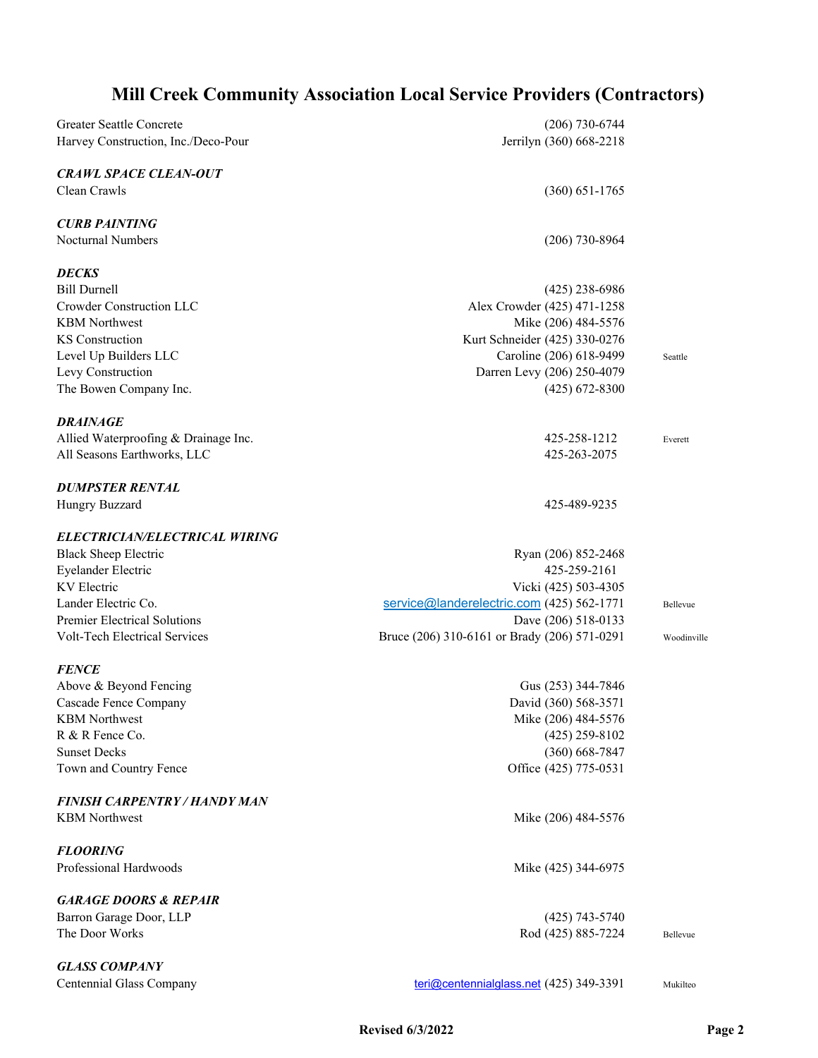# Mill Creek Community Association Local Service Providers (Contractors)

| | | |
|---|---|---|
| Greater Seattle Concrete | (206) 730-6744 | |
| Harvey Construction, Inc./Deco-Pour | Jerrilyn (360) 668-2218 | |

***CRAWL SPACE CLEAN-OUT***

| | | |
|---|---|---|
| Clean Crawls | (360) 651-1765 | |

***CURB PAINTING***

| | | |
|---|---|---|
| Nocturnal Numbers | (206) 730-8964 | |

***DECKS***

| | | |
|---|---|---|
| Bill Durnell | (425) 238-6986 | |
| Crowder Construction LLC | Alex Crowder (425) 471-1258 | |
| KBM Northwest | Mike (206) 484-5576 | |
| KS Construction | Kurt Schneider (425) 330-0276 | |
| Level Up Builders LLC | Caroline (206) 618-9499 | Seattle |
| Levy Construction | Darren Levy (206) 250-4079 | |
| The Bowen Company Inc. | (425) 672-8300 | |

***DRAINAGE***

| | | |
|---|---|---|
| Allied Waterproofing & Drainage Inc. | 425-258-1212 | Everett |
| All Seasons Earthworks, LLC | 425-263-2075 | |

***DUMPSTER RENTAL***

| | | |
|---|---|---|
| Hungry Buzzard | 425-489-9235 | |

***ELECTRICIAN/ELECTRICAL WIRING***

| | | |
|---|---|---|
| Black Sheep Electric | Ryan (206) 852-2468 | |
| Eyelander Electric | 425-259-2161 | |
| KV Electric | Vicki (425) 503-4305 | |
| Lander Electric Co. | service@landerelectric.com (425) 562-1771 | Bellevue |
| Premier Electrical Solutions | Dave (206) 518-0133 | |
| Volt-Tech Electrical Services | Bruce (206) 310-6161 or Brady (206) 571-0291 | Woodinville |

***FENCE***

| | | |
|---|---|---|
| Above & Beyond Fencing | Gus (253) 344-7846 | |
| Cascade Fence Company | David (360) 568-3571 | |
| KBM Northwest | Mike (206) 484-5576 | |
| R & R Fence Co. | (425) 259-8102 | |
| Sunset Decks | (360) 668-7847 | |
| Town and Country Fence | Office (425) 775-0531 | |

***FINISH CARPENTRY / HANDY MAN***

| | | |
|---|---|---|
| KBM Northwest | Mike (206) 484-5576 | |

***FLOORING***

| | | |
|---|---|---|
| Professional Hardwoods | Mike (425) 344-6975 | |

***GARAGE DOORS & REPAIR***

| | | |
|---|---|---|
| Barron Garage Door, LLP | (425) 743-5740 | |
| The Door Works | Rod (425) 885-7224 | Bellevue |

***GLASS COMPANY***

| | | |
|---|---|---|
| Centennial Glass Company | teri@centennialglass.net (425) 349-3391 | Mukilteo |

**Revised 6/3/2022**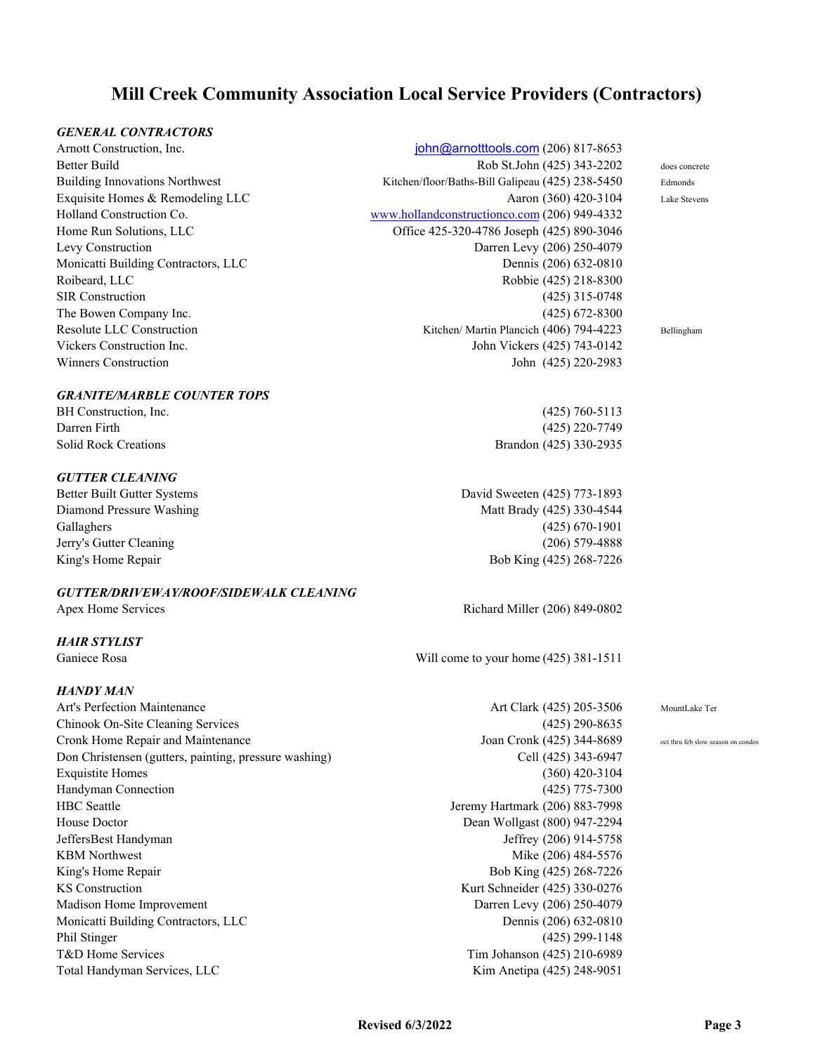# Mill Creek Community Association Local Service Providers (Contractors)

***GENERAL CONTRACTORS***

| | | |
|---|---|---|
| Arnott Construction, Inc. | john@arnotttools.com (206) 817-8653 | |
| Better Build | Rob St.John (425) 343-2202 | does concrete |
| Building Innovations Northwest | Kitchen/floor/Baths-Bill Galipeau (425) 238-5450 | Edmonds |
| Exquisite Homes & Remodeling LLC | Aaron (360) 420-3104 | Lake Stevens |
| Holland Construction Co. | www.hollandconstructionco.com (206) 949-4332 | |
| Home Run Solutions, LLC | Office 425-320-4786 Joseph (425) 890-3046 | |
| Levy Construction | Darren Levy (206) 250-4079 | |
| Monicatti Building Contractors, LLC | Dennis (206) 632-0810 | |
| Roibeard, LLC | Robbie (425) 218-8300 | |
| SIR Construction | (425) 315-0748 | |
| The Bowen Company Inc. | (425) 672-8300 | |
| Resolute LLC Construction | Kitchen/ Martin Plancich (406) 794-4223 | Bellingham |
| Vickers Construction Inc. | John Vickers (425) 743-0142 | |
| Winners Construction | John (425) 220-2983 | |

***GRANITE/MARBLE COUNTER TOPS***

| | |
|---|---|
| BH Construction, Inc. | (425) 760-5113 |
| Darren Firth | (425) 220-7749 |
| Solid Rock Creations | Brandon (425) 330-2935 |

***GUTTER CLEANING***

| | |
|---|---|
| Better Built Gutter Systems | David Sweeten (425) 773-1893 |
| Diamond Pressure Washing | Matt Brady (425) 330-4544 |
| Gallaghers | (425) 670-1901 |
| Jerry's Gutter Cleaning | (206) 579-4888 |
| King's Home Repair | Bob King (425) 268-7226 |

***GUTTER/DRIVEWAY/ROOF/SIDEWALK CLEANING***

| | |
|---|---|
| Apex Home Services | Richard Miller (206) 849-0802 |

***HAIR STYLIST***

| | |
|---|---|
| Ganiece Rosa | Will come to your home (425) 381-1511 |

***HANDY MAN***

| | | |
|---|---|---|
| Art's Perfection Maintenance | Art Clark (425) 205-3506 | MountLake Ter |
| Chinook On-Site Cleaning Services | (425) 290-8635 | |
| Cronk Home Repair and Maintenance | Joan Cronk (425) 344-8689 | oct thru feb slow season on condos |
| Don Christensen (gutters, painting, pressure washing) | Cell (425) 343-6947 | |
| Exquistite Homes | (360) 420-3104 | |
| Handyman Connection | (425) 775-7300 | |
| HBC Seattle | Jeremy Hartmark (206) 883-7998 | |
| House Doctor | Dean Wollgast (800) 947-2294 | |
| JeffersBest Handyman | Jeffrey (206) 914-5758 | |
| KBM Northwest | Mike (206) 484-5576 | |
| King's Home Repair | Bob King (425) 268-7226 | |
| KS Construction | Kurt Schneider (425) 330-0276 | |
| Madison Home Improvement | Darren Levy (206) 250-4079 | |
| Monicatti Building Contractors, LLC | Dennis (206) 632-0810 | |
| Phil Stinger | (425) 299-1148 | |
| T&D Home Services | Tim Johanson (425) 210-6989 | |
| Total Handyman Services, LLC | Kim Anetipa (425) 248-9051 | |

**Revised 6/3/2022**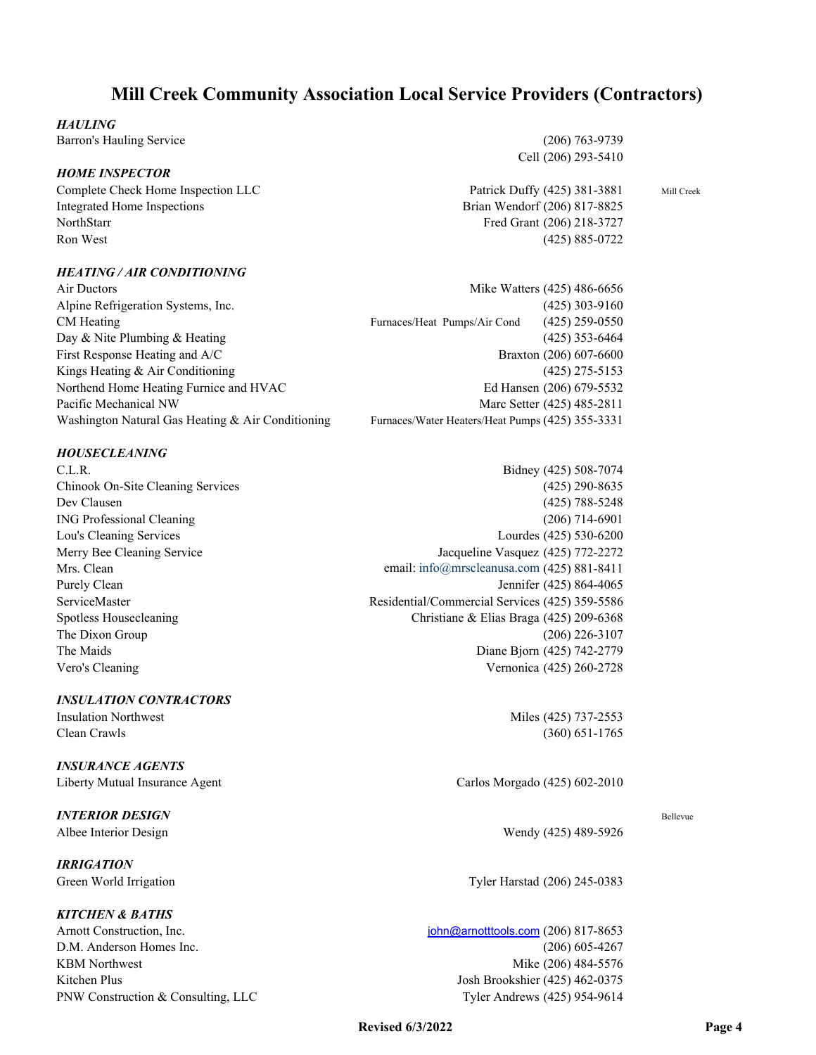# Mill Creek Community Association Local Service Providers (Contractors)

***HAULING***

| | | |
|---|---|---|
| Barron's Hauling Service | (206) 763-9739 | |
| | Cell (206) 293-5410 | |

***HOME INSPECTOR***

| | | |
|---|---|---|
| Complete Check Home Inspection LLC | Patrick Duffy (425) 381-3881 | Mill Creek |
| Integrated Home Inspections | Brian Wendorf (206) 817-8825 | |
| NorthStarr | Fred Grant (206) 218-3727 | |
| Ron West | (425) 885-0722 | |

***HEATING / AIR CONDITIONING***

| | |
|---|---|
| Air Ductors | Mike Watters (425) 486-6656 |
| Alpine Refrigeration Systems, Inc. | (425) 303-9160 |
| CM Heating | Furnaces/Heat Pumps/Air Cond (425) 259-0550 |
| Day & Nite Plumbing & Heating | (425) 353-6464 |
| First Response Heating and A/C | Braxton (206) 607-6600 |
| Kings Heating & Air Conditioning | (425) 275-5153 |
| Northend Home Heating Furnice and HVAC | Ed Hansen (206) 679-5532 |
| Pacific Mechanical NW | Marc Setter (425) 485-2811 |
| Washington Natural Gas Heating & Air Conditioning | Furnaces/Water Heaters/Heat Pumps (425) 355-3331 |

***HOUSECLEANING***

| | |
|---|---|
| C.L.R. | Bidney (425) 508-7074 |
| Chinook On-Site Cleaning Services | (425) 290-8635 |
| Dev Clausen | (425) 788-5248 |
| ING Professional Cleaning | (206) 714-6901 |
| Lou's Cleaning Services | Lourdes (425) 530-6200 |
| Merry Bee Cleaning Service | Jacqueline Vasquez (425) 772-2272 |
| Mrs. Clean | email: info@mrscleanusa.com (425) 881-8411 |
| Purely Clean | Jennifer (425) 864-4065 |
| ServiceMaster | Residential/Commercial Services (425) 359-5586 |
| Spotless Housecleaning | Christiane & Elias Braga (425) 209-6368 |
| The Dixon Group | (206) 226-3107 |
| The Maids | Diane Bjorn (425) 742-2779 |
| Vero's Cleaning | Vernonica (425) 260-2728 |

***INSULATION CONTRACTORS***

| | |
|---|---|
| Insulation Northwest | Miles (425) 737-2553 |
| Clean Crawls | (360) 651-1765 |

***INSURANCE AGENTS***

| | |
|---|---|
| Liberty Mutual Insurance Agent | Carlos Morgado (425) 602-2010 |

***INTERIOR DESIGN***

| | | |
|---|---|---|
| Albee Interior Design | Wendy (425) 489-5926 | Bellevue |

***IRRIGATION***

| | |
|---|---|
| Green World Irrigation | Tyler Harstad (206) 245-0383 |

***KITCHEN & BATHS***

| | |
|---|---|
| Arnott Construction, Inc. | john@arnotttools.com (206) 817-8653 |
| D.M. Anderson Homes Inc. | (206) 605-4267 |
| KBM Northwest | Mike (206) 484-5576 |
| Kitchen Plus | Josh Brookshier (425) 462-0375 |
| PNW Construction & Consulting, LLC | Tyler Andrews (425) 954-9614 |

**Revised 6/3/2022**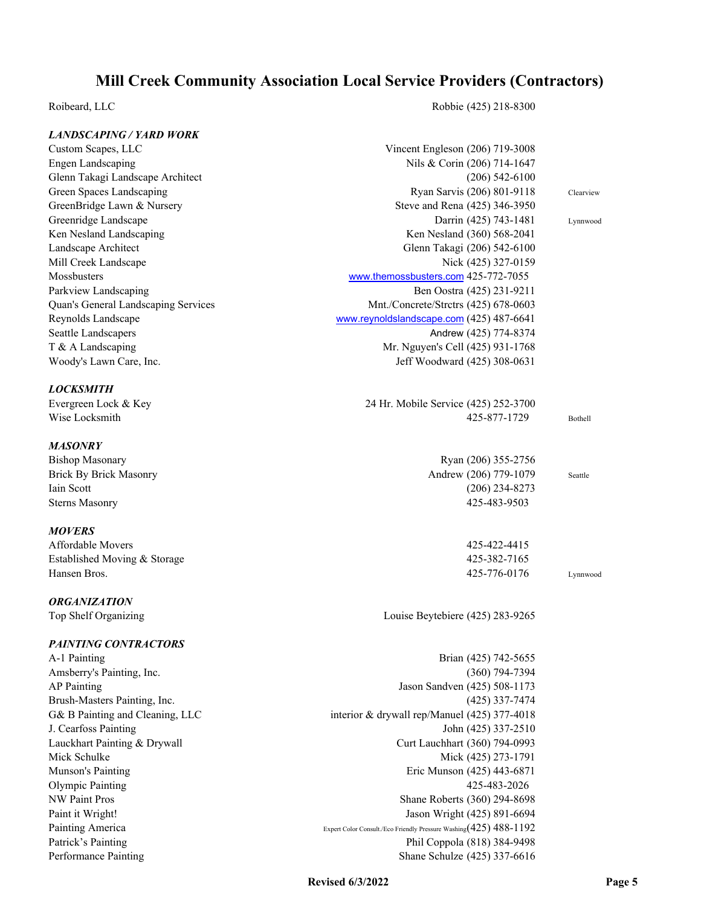# Mill Creek Community Association Local Service Providers (Contractors)

| | | |
|---|---|---|
| Roibeard, LLC | Robbie (425) 218-8300 | |
| ***LANDSCAPING / YARD WORK*** | | |
| Custom Scapes, LLC | Vincent Engleson (206) 719-3008 | |
| Engen Landscaping | Nils & Corin (206) 714-1647 | |
| Glenn Takagi Landscape Architect | (206) 542-6100 | |
| Green Spaces Landscaping | Ryan Sarvis (206) 801-9118 | Clearview |
| GreenBridge Lawn & Nursery | Steve and Rena (425) 346-3950 | |
| Greenridge Landscape | Darrin (425) 743-1481 | Lynnwood |
| Ken Nesland Landscaping | Ken Nesland (360) 568-2041 | |
| Landscape Architect | Glenn Takagi (206) 542-6100 | |
| Mill Creek Landscape | Nick (425) 327-0159 | |
| Mossbusters | www.themossbusters.com 425-772-7055 | |
| Parkview Landscaping | Ben Oostra (425) 231-9211 | |
| Quan's General Landscaping Services | Mnt./Concrete/Strctrs (425) 678-0603 | |
| Reynolds Landscape | www.reynoldslandscape.com (425) 487-6641 | |
| Seattle Landscapers | Andrew (425) 774-8374 | |
| T & A Landscaping | Mr. Nguyen's Cell (425) 931-1768 | |
| Woody's Lawn Care, Inc. | Jeff Woodward (425) 308-0631 | |
| ***LOCKSMITH*** | | |
| Evergreen Lock & Key | 24 Hr. Mobile Service (425) 252-3700 | |
| Wise Locksmith | 425-877-1729 | Bothell |
| ***MASONRY*** | | |
| Bishop Masonary | Ryan (206) 355-2756 | |
| Brick By Brick Masonry | Andrew (206) 779-1079 | Seattle |
| Iain Scott | (206) 234-8273 | |
| Sterns Masonry | 425-483-9503 | |
| ***MOVERS*** | | |
| Affordable Movers | 425-422-4415 | |
| Established Moving & Storage | 425-382-7165 | |
| Hansen Bros. | 425-776-0176 | Lynnwood |
| ***ORGANIZATION*** | | |
| Top Shelf Organizing | Louise Beytebiere (425) 283-9265 | |
| ***PAINTING CONTRACTORS*** | | |
| A-1 Painting | Brian (425) 742-5655 | |
| Amsberry's Painting, Inc. | (360) 794-7394 | |
| AP Painting | Jason Sandven (425) 508-1173 | |
| Brush-Masters Painting, Inc. | (425) 337-7474 | |
| G& B Painting and Cleaning, LLC | interior & drywall rep/Manuel (425) 377-4018 | |
| J. Cearfoss Painting | John (425) 337-2510 | |
| Lauckhart Painting & Drywall | Curt Lauchhart (360) 794-0993 | |
| Mick Schulke | Mick (425) 273-1791 | |
| Munson's Painting | Eric Munson (425) 443-6871 | |
| Olympic Painting | 425-483-2026 | |
| NW Paint Pros | Shane Roberts (360) 294-8698 | |
| Paint it Wright! | Jason Wright (425) 891-6694 | |
| Painting America | Expert Color Consult./Eco Friendly Pressure Washing (425) 488-1192 | |
| Patrick's Painting | Phil Coppola (818) 384-9498 | |
| Performance Painting | Shane Schulze (425) 337-6616 | |

**Revised 6/3/2022**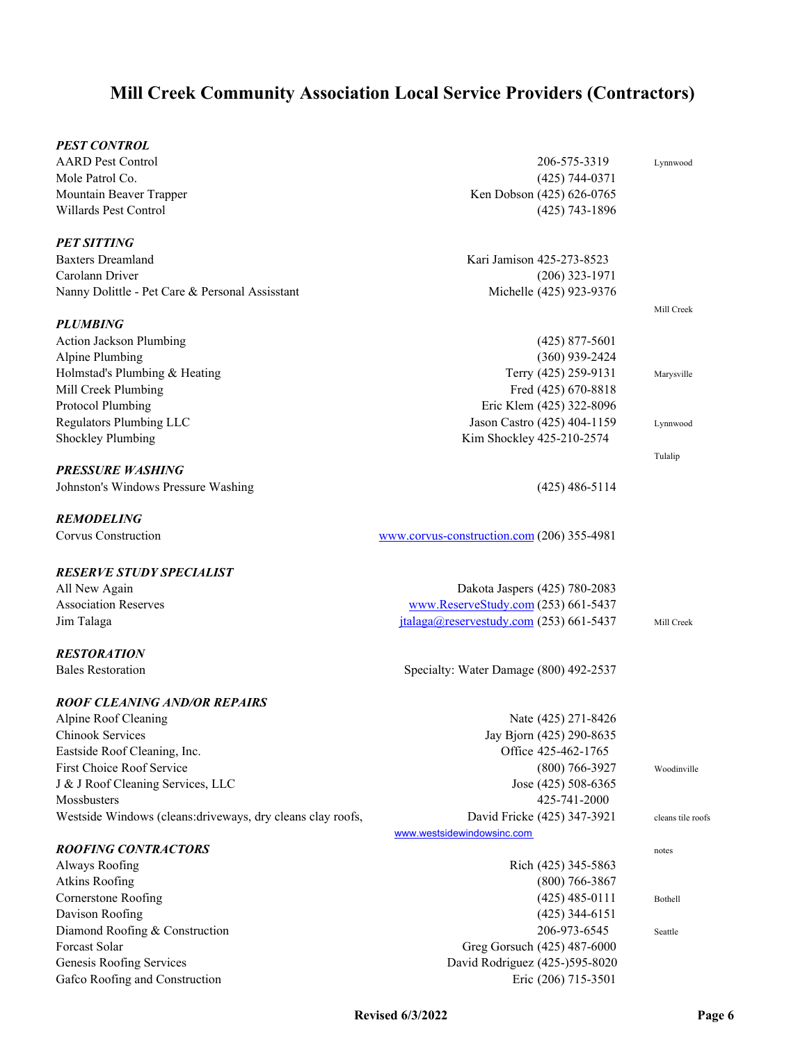# Mill Creek Community Association Local Service Providers (Contractors)

***PEST CONTROL***

| | | |
|---|---|---|
| AARD Pest Control | 206-575-3319 | Lynnwood |
| Mole Patrol Co. | (425) 744-0371 | |
| Mountain Beaver Trapper | Ken Dobson (425) 626-0765 | |
| Willards Pest Control | (425) 743-1896 | |

***PET SITTING***

| | | |
|---|---|---|
| Baxters Dreamland | Kari Jamison 425-273-8523 | |
| Carolann Driver | (206) 323-1971 | |
| Nanny Dolittle - Pet Care & Personal Assisstant | Michelle (425) 923-9376 | |
| | | Mill Creek |

***PLUMBING***

| | | |
|---|---|---|
| Action Jackson Plumbing | (425) 877-5601 | |
| Alpine Plumbing | (360) 939-2424 | |
| Holmstad's Plumbing & Heating | Terry (425) 259-9131 | Marysville |
| Mill Creek Plumbing | Fred (425) 670-8818 | |
| Protocol Plumbing | Eric Klem (425) 322-8096 | |
| Regulators Plumbing LLC | Jason Castro (425) 404-1159 | Lynnwood |
| Shockley Plumbing | Kim Shockley 425-210-2574 | |
| | | Tulalip |

***PRESSURE WASHING***

| | | |
|---|---|---|
| Johnston's Windows Pressure Washing | (425) 486-5114 | |

***REMODELING***

| | | |
|---|---|---|
| Corvus Construction | www.corvus-construction.com (206) 355-4981 | |

***RESERVE STUDY SPECIALIST***

| | | |
|---|---|---|
| All New Again | Dakota Jaspers (425) 780-2083 | |
| Association Reserves | www.ReserveStudy.com (253) 661-5437 | |
| Jim Talaga | jtalaga@reservestudy.com (253) 661-5437 | Mill Creek |

***RESTORATION***

| | | |
|---|---|---|
| Bales Restoration | Specialty: Water Damage (800) 492-2537 | |

***ROOF CLEANING AND/OR REPAIRS***

| | | |
|---|---|---|
| Alpine Roof Cleaning | Nate (425) 271-8426 | |
| Chinook Services | Jay Bjorn (425) 290-8635 | |
| Eastside Roof Cleaning, Inc. | Office 425-462-1765 | |
| First Choice Roof Service | (800) 766-3927 | Woodinville |
| J & J Roof Cleaning Services, LLC | Jose (425) 508-6365 | |
| Mossbusters | 425-741-2000 | |
| Westside Windows (cleans:driveways, dry cleans clay roofs, | David Fricke (425) 347-3921 www.westsidewindowsinc.com | cleans tile roofs |
| | | notes |

***ROOFING CONTRACTORS***

| | | |
|---|---|---|
| Always Roofing | Rich (425) 345-5863 | |
| Atkins Roofing | (800) 766-3867 | |
| Cornerstone Roofing | (425) 485-0111 | Bothell |
| Davison Roofing | (425) 344-6151 | |
| Diamond Roofing & Construction | 206-973-6545 | Seattle |
| Forcast Solar | Greg Gorsuch (425) 487-6000 | |
| Genesis Roofing Services | David Rodriguez (425-)595-8020 | |
| Gafco Roofing and Construction | Eric (206) 715-3501 | |

**Revised 6/3/2022**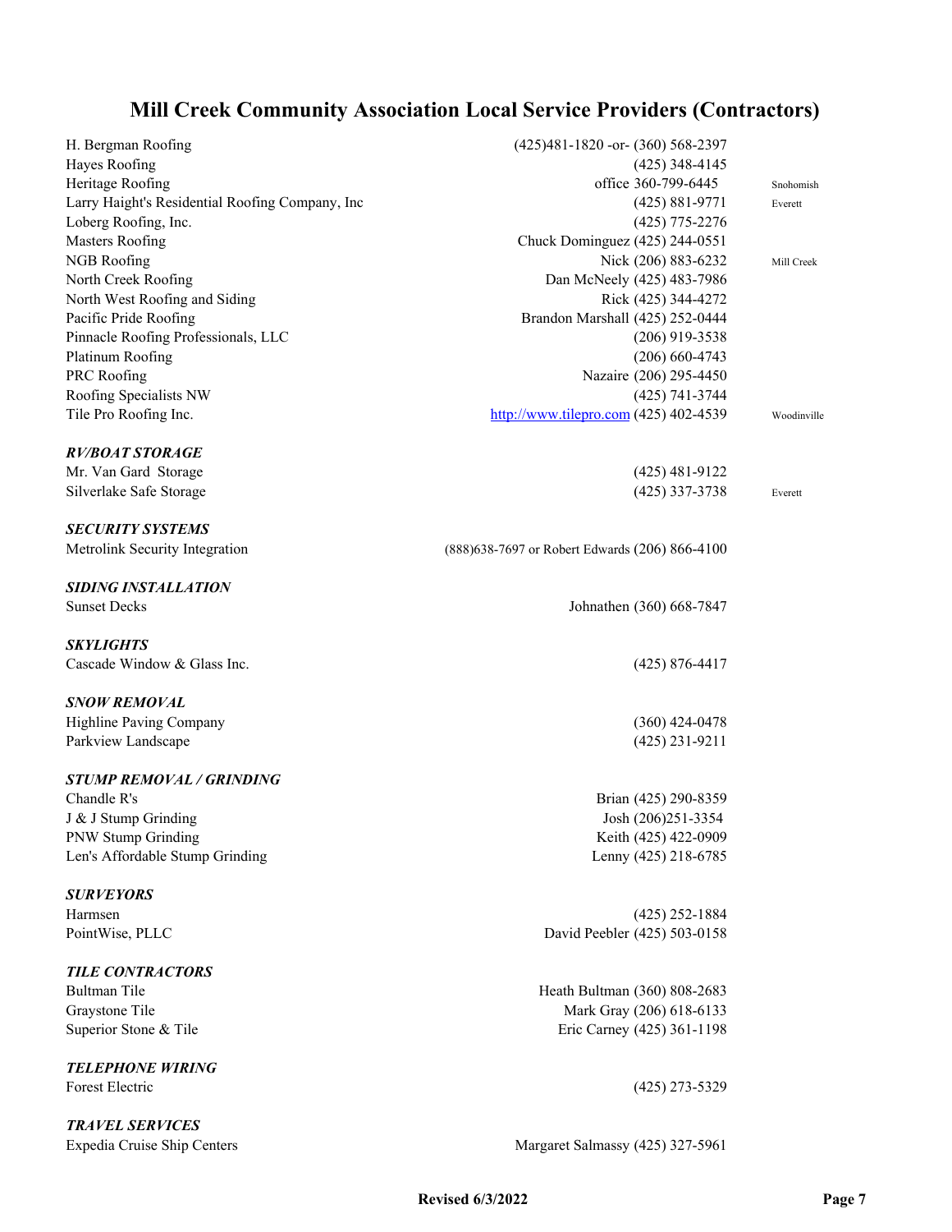# Mill Creek Community Association Local Service Providers (Contractors)

| | | |
|---|---|---|
| H. Bergman Roofing | (425)481-1820 -or- (360) 568-2397 | |
| Hayes Roofing | (425) 348-4145 | |
| Heritage Roofing | office 360-799-6445 | Snohomish |
| Larry Haight's Residential Roofing Company, Inc | (425) 881-9771 | Everett |
| Loberg Roofing, Inc. | (425) 775-2276 | |
| Masters Roofing | Chuck Dominguez (425) 244-0551 | |
| NGB Roofing | Nick (206) 883-6232 | Mill Creek |
| North Creek Roofing | Dan McNeely (425) 483-7986 | |
| North West Roofing and Siding | Rick (425) 344-4272 | |
| Pacific Pride Roofing | Brandon Marshall (425) 252-0444 | |
| Pinnacle Roofing Professionals, LLC | (206) 919-3538 | |
| Platinum Roofing | (206) 660-4743 | |
| PRC Roofing | Nazaire (206) 295-4450 | |
| Roofing Specialists NW | (425) 741-3744 | |
| Tile Pro Roofing Inc. | http://www.tilepro.com (425) 402-4539 | Woodinville |

***RV/BOAT STORAGE***

| | | |
|---|---|---|
| Mr. Van Gard Storage | (425) 481-9122 | |
| Silverlake Safe Storage | (425) 337-3738 | Everett |

***SECURITY SYSTEMS***

| | |
|---|---|
| Metrolink Security Integration | (888)638-7697 or Robert Edwards (206) 866-4100 |

***SIDING INSTALLATION***

| | |
|---|---|
| Sunset Decks | Johnathen (360) 668-7847 |

***SKYLIGHTS***

| | |
|---|---|
| Cascade Window & Glass Inc. | (425) 876-4417 |

***SNOW REMOVAL***

| | |
|---|---|
| Highline Paving Company | (360) 424-0478 |
| Parkview Landscape | (425) 231-9211 |

***STUMP REMOVAL / GRINDING***

| | |
|---|---|
| Chandle R's | Brian (425) 290-8359 |
| J & J Stump Grinding | Josh (206)251-3354 |
| PNW Stump Grinding | Keith (425) 422-0909 |
| Len's Affordable Stump Grinding | Lenny (425) 218-6785 |

***SURVEYORS***

| | |
|---|---|
| Harmsen | (425) 252-1884 |
| PointWise, PLLC | David Peebler (425) 503-0158 |

***TILE CONTRACTORS***

| | |
|---|---|
| Bultman Tile | Heath Bultman (360) 808-2683 |
| Graystone Tile | Mark Gray (206) 618-6133 |
| Superior Stone & Tile | Eric Carney (425) 361-1198 |

***TELEPHONE WIRING***

| | |
|---|---|
| Forest Electric | (425) 273-5329 |

***TRAVEL SERVICES***

| | |
|---|---|
| Expedia Cruise Ship Centers | Margaret Salmassy (425) 327-5961 |

**Revised 6/3/2022**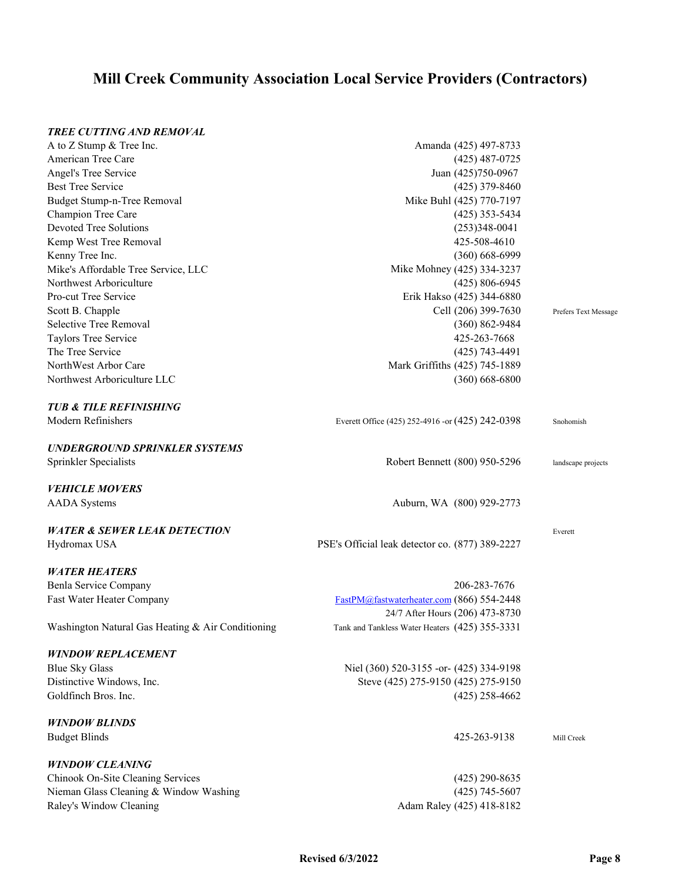# Mill Creek Community Association Local Service Providers (Contractors)

| | | |
|---|---|---|
| ***TREE CUTTING AND REMOVAL*** | | |
| A to Z Stump & Tree Inc. | Amanda (425) 497-8733 | |
| American Tree Care | (425) 487-0725 | |
| Angel's Tree Service | Juan (425)750-0967 | |
| Best Tree Service | (425) 379-8460 | |
| Budget Stump-n-Tree Removal | Mike Buhl (425) 770-7197 | |
| Champion Tree Care | (425) 353-5434 | |
| Devoted Tree Solutions | (253)348-0041 | |
| Kemp West Tree Removal | 425-508-4610 | |
| Kenny Tree Inc. | (360) 668-6999 | |
| Mike's Affordable Tree Service, LLC | Mike Mohney (425) 334-3237 | |
| Northwest Arboriculture | (425) 806-6945 | |
| Pro-cut Tree Service | Erik Hakso (425) 344-6880 | |
| Scott B. Chapple | Cell (206) 399-7630 | Prefers Text Message |
| Selective Tree Removal | (360) 862-9484 | |
| Taylors Tree Service | 425-263-7668 | |
| The Tree Service | (425) 743-4491 | |
| NorthWest Arbor Care | Mark Griffiths (425) 745-1889 | |
| Northwest Arboriculture LLC | (360) 668-6800 | |
| ***TUB & TILE REFINISHING*** | | |
| Modern Refinishers | Everett Office (425) 252-4916 -or (425) 242-0398 | Snohomish |
| ***UNDERGROUND SPRINKLER SYSTEMS*** | | |
| Sprinkler Specialists | Robert Bennett (800) 950-5296 | landscape projects |
| ***VEHICLE MOVERS*** | | |
| AADA Systems | Auburn, WA (800) 929-2773 | |
| ***WATER & SEWER LEAK DETECTION*** | | Everett |
| Hydromax USA | PSE's Official leak detector co. (877) 389-2227 | |
| ***WATER HEATERS*** | | |
| Benla Service Company | 206-283-7676 | |
| Fast Water Heater Company | FastPM@fastwaterheater.com (866) 554-2448 | |
| | 24/7 After Hours (206) 473-8730 | |
| Washington Natural Gas Heating & Air Conditioning | Tank and Tankless Water Heaters (425) 355-3331 | |
| ***WINDOW REPLACEMENT*** | | |
| Blue Sky Glass | Niel (360) 520-3155 -or- (425) 334-9198 | |
| Distinctive Windows, Inc. | Steve (425) 275-9150 (425) 275-9150 | |
| Goldfinch Bros. Inc. | (425) 258-4662 | |
| ***WINDOW BLINDS*** | | |
| Budget Blinds | 425-263-9138 | Mill Creek |
| ***WINDOW CLEANING*** | | |
| Chinook On-Site Cleaning Services | (425) 290-8635 | |
| Nieman Glass Cleaning & Window Washing | (425) 745-5607 | |
| Raley's Window Cleaning | Adam Raley (425) 418-8182 | |

**Revised 6/3/2022**